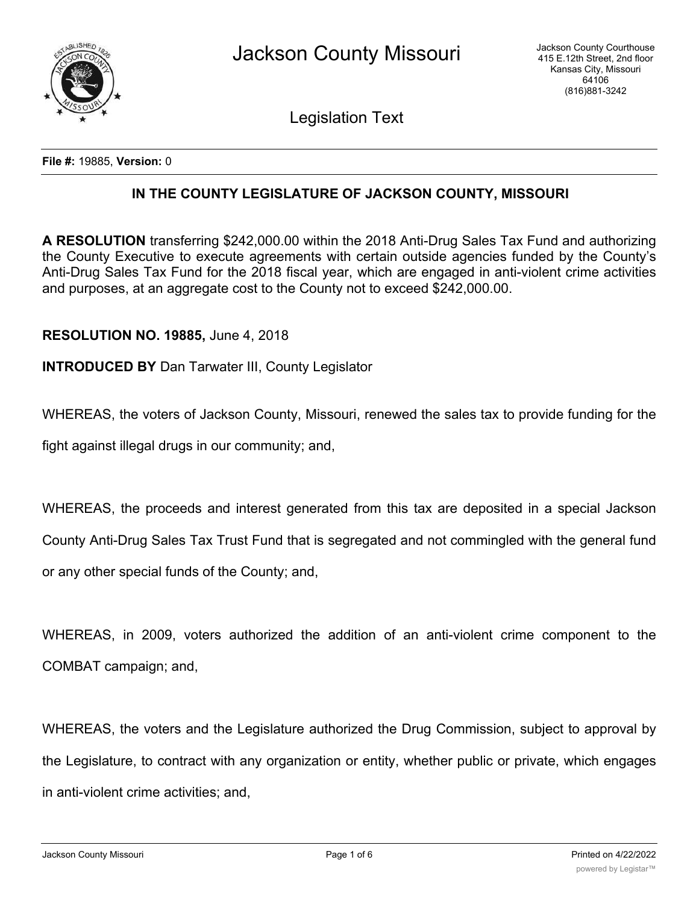# Jackson County Missouri

Jackson County Courthouse
415 E.12th Street, 2nd floor
Kansas City, Missouri
64106
(816)881-3242

## Legislation Text

**File #:** 19885, **Version:** 0

### IN THE COUNTY LEGISLATURE OF JACKSON COUNTY, MISSOURI

**A RESOLUTION** transferring $242,000.00 within the 2018 Anti-Drug Sales Tax Fund and authorizing the County Executive to execute agreements with certain outside agencies funded by the County's Anti-Drug Sales Tax Fund for the 2018 fiscal year, which are engaged in anti-violent crime activities and purposes, at an aggregate cost to the County not to exceed $242,000.00.

**RESOLUTION NO. 19885,** June 4, 2018

**INTRODUCED BY** Dan Tarwater III, County Legislator

WHEREAS, the voters of Jackson County, Missouri, renewed the sales tax to provide funding for the fight against illegal drugs in our community; and,

WHEREAS, the proceeds and interest generated from this tax are deposited in a special Jackson County Anti-Drug Sales Tax Trust Fund that is segregated and not commingled with the general fund or any other special funds of the County; and,

WHEREAS, in 2009, voters authorized the addition of an anti-violent crime component to the COMBAT campaign; and,

WHEREAS, the voters and the Legislature authorized the Drug Commission, subject to approval by the Legislature, to contract with any organization or entity, whether public or private, which engages in anti-violent crime activities; and,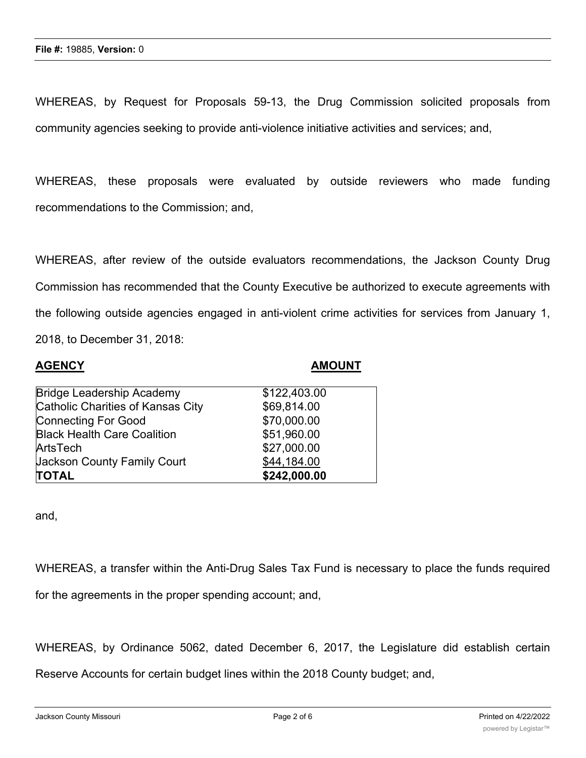WHEREAS, by Request for Proposals 59-13, the Drug Commission solicited proposals from community agencies seeking to provide anti-violence initiative activities and services; and,

WHEREAS, these proposals were evaluated by outside reviewers who made funding recommendations to the Commission; and,

WHEREAS, after review of the outside evaluators recommendations, the Jackson County Drug Commission has recommended that the County Executive be authorized to execute agreements with the following outside agencies engaged in anti-violent crime activities for services from January 1, 2018, to December 31, 2018:

| **AGENCY** | **AMOUNT** |
|---|---|
| Bridge Leadership Academy | $122,403.00 |
| Catholic Charities of Kansas City | $69,814.00 |
| Connecting For Good | $70,000.00 |
| Black Health Care Coalition | $51,960.00 |
| ArtsTech | $27,000.00 |
| Jackson County Family Court | $44,184.00 |
| **TOTAL** | **$242,000.00** |

and,

WHEREAS, a transfer within the Anti-Drug Sales Tax Fund is necessary to place the funds required for the agreements in the proper spending account; and,

WHEREAS, by Ordinance 5062, dated December 6, 2017, the Legislature did establish certain Reserve Accounts for certain budget lines within the 2018 County budget; and,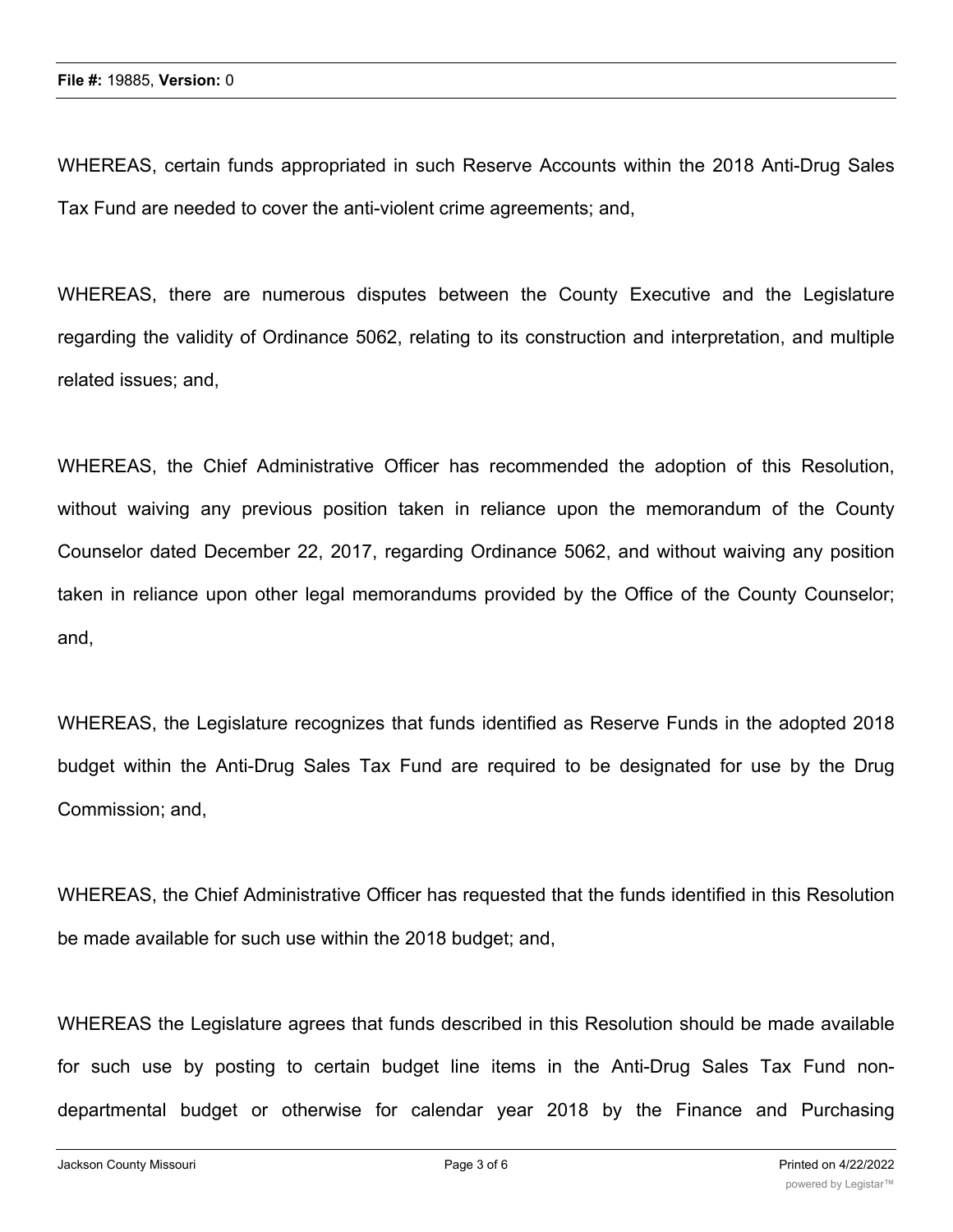WHEREAS, certain funds appropriated in such Reserve Accounts within the 2018 Anti-Drug Sales Tax Fund are needed to cover the anti-violent crime agreements; and,

WHEREAS, there are numerous disputes between the County Executive and the Legislature regarding the validity of Ordinance 5062, relating to its construction and interpretation, and multiple related issues; and,

WHEREAS, the Chief Administrative Officer has recommended the adoption of this Resolution, without waiving any previous position taken in reliance upon the memorandum of the County Counselor dated December 22, 2017, regarding Ordinance 5062, and without waiving any position taken in reliance upon other legal memorandums provided by the Office of the County Counselor; and,

WHEREAS, the Legislature recognizes that funds identified as Reserve Funds in the adopted 2018 budget within the Anti-Drug Sales Tax Fund are required to be designated for use by the Drug Commission; and,

WHEREAS, the Chief Administrative Officer has requested that the funds identified in this Resolution be made available for such use within the 2018 budget; and,

WHEREAS the Legislature agrees that funds described in this Resolution should be made available for such use by posting to certain budget line items in the Anti-Drug Sales Tax Fund non-departmental budget or otherwise for calendar year 2018 by the Finance and Purchasing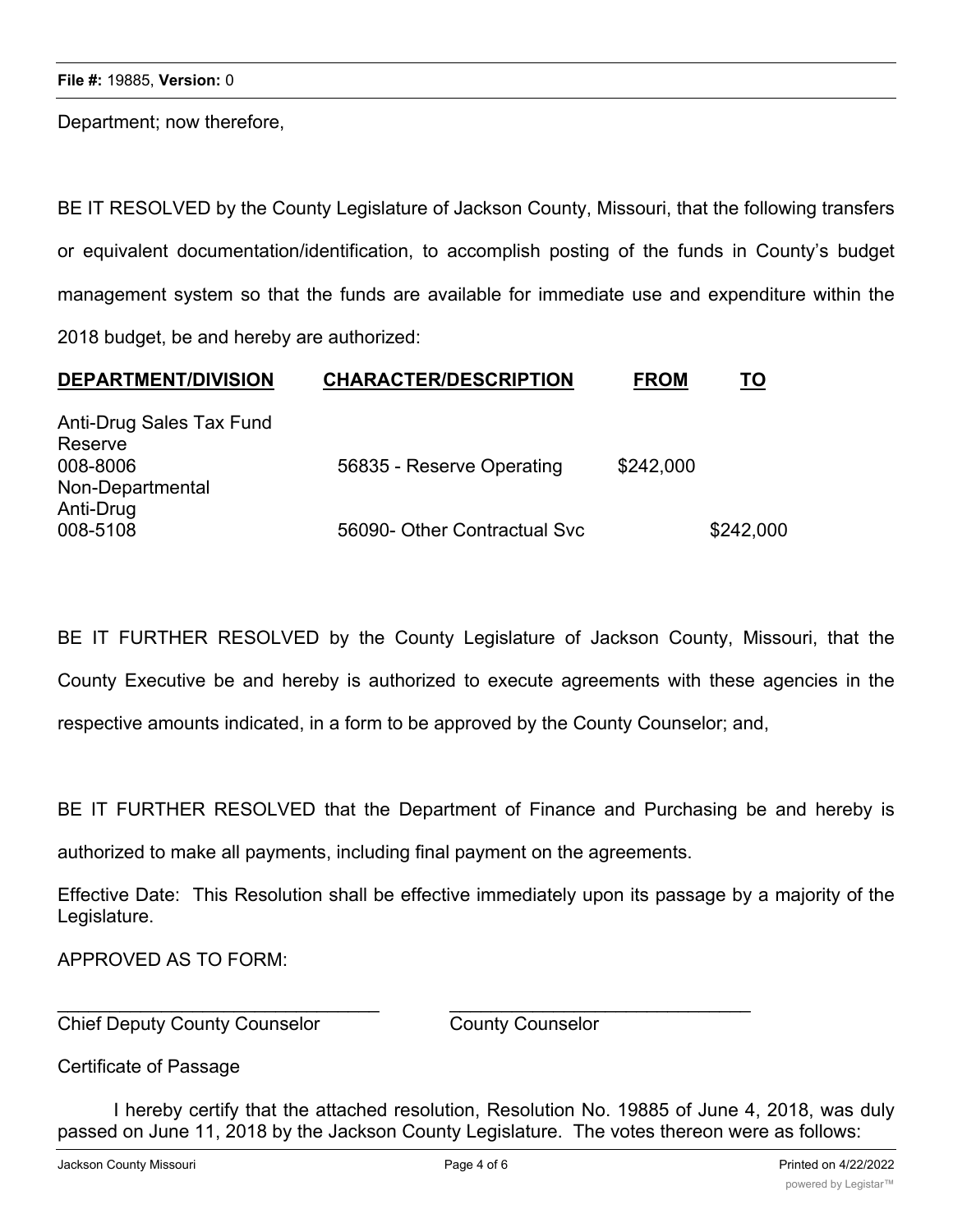Department; now therefore,

BE IT RESOLVED by the County Legislature of Jackson County, Missouri, that the following transfers or equivalent documentation/identification, to accomplish posting of the funds in County's budget management system so that the funds are available for immediate use and expenditure within the 2018 budget, be and hereby are authorized:

| DEPARTMENT/DIVISION | CHARACTER/DESCRIPTION | FROM | TO |
|---|---|---|---|
| Anti-Drug Sales Tax Fund Reserve 008-8006 | 56835 - Reserve Operating | $242,000 | |
| Non-Departmental Anti-Drug 008-5108 | 56090- Other Contractual Svc | | $242,000 |

BE IT FURTHER RESOLVED by the County Legislature of Jackson County, Missouri, that the County Executive be and hereby is authorized to execute agreements with these agencies in the respective amounts indicated, in a form to be approved by the County Counselor; and,

BE IT FURTHER RESOLVED that the Department of Finance and Purchasing be and hereby is authorized to make all payments, including final payment on the agreements.

Effective Date: This Resolution shall be effective immediately upon its passage by a majority of the Legislature.

APPROVED AS TO FORM:

\_\_\_\_\_\_\_\_\_\_\_\_\_\_\_\_\_\_\_\_\_\_\_\_\_\_\_\_\_\_ \_\_\_\_\_\_\_\_\_\_\_\_\_\_\_\_\_\_\_\_\_\_\_\_\_\_\_\_\_\_
Chief Deputy County Counselor County Counselor

Certificate of Passage

I hereby certify that the attached resolution, Resolution No. 19885 of June 4, 2018, was duly passed on June 11, 2018 by the Jackson County Legislature. The votes thereon were as follows: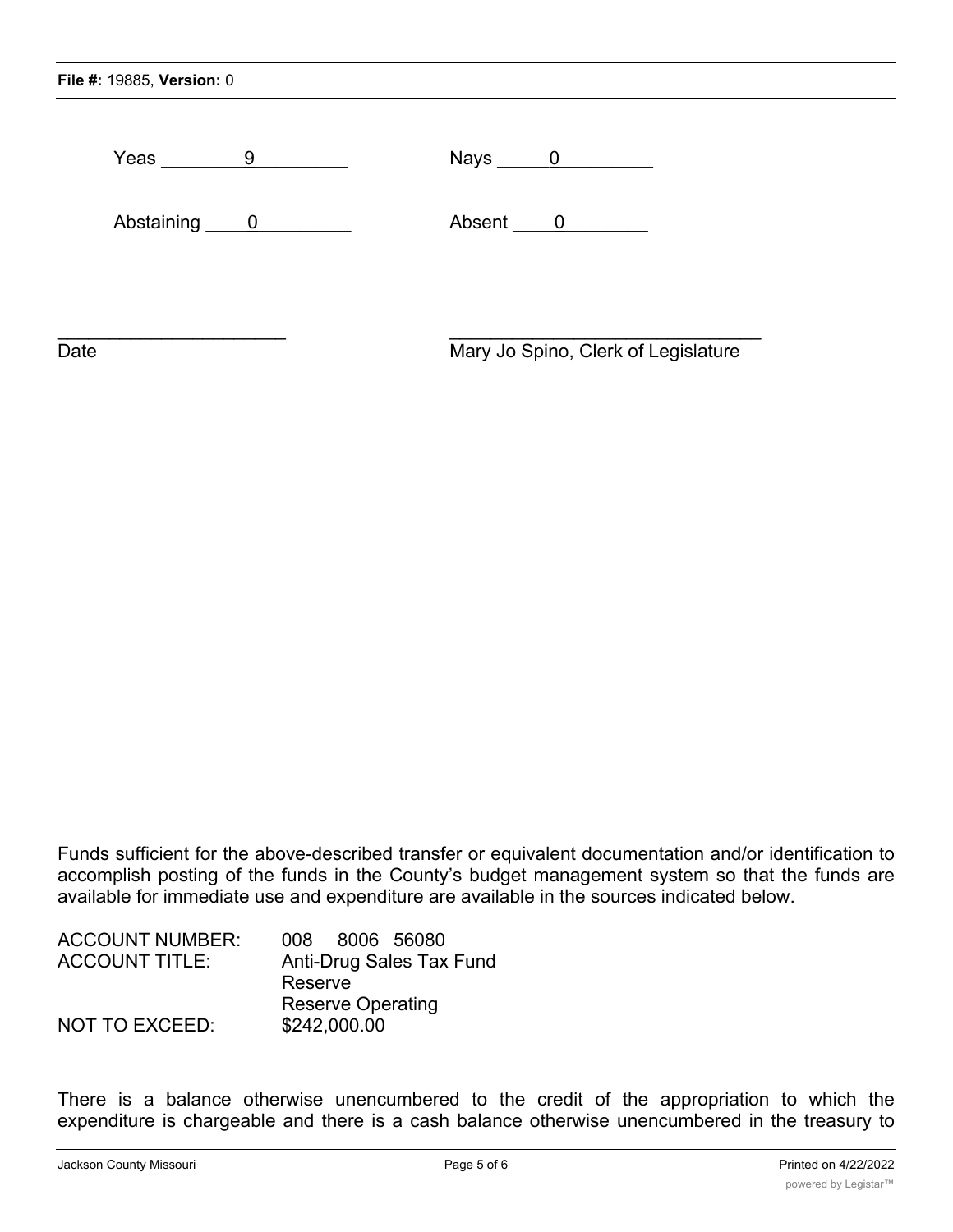Yeas ________9________ Nays _____0_________

Abstaining ____0_________ Absent ____0________

______________________ ______________________________

Date Mary Jo Spino, Clerk of Legislature

Funds sufficient for the above-described transfer or equivalent documentation and/or identification to accomplish posting of the funds in the County's budget management system so that the funds are available for immediate use and expenditure are available in the sources indicated below.

| | |
|---|---|
| ACCOUNT NUMBER: | 008 8006 56080 |
| ACCOUNT TITLE: | Anti-Drug Sales Tax Fund<br>Reserve<br>Reserve Operating |
| NOT TO EXCEED: | $242,000.00 |

There is a balance otherwise unencumbered to the credit of the appropriation to which the expenditure is chargeable and there is a cash balance otherwise unencumbered in the treasury to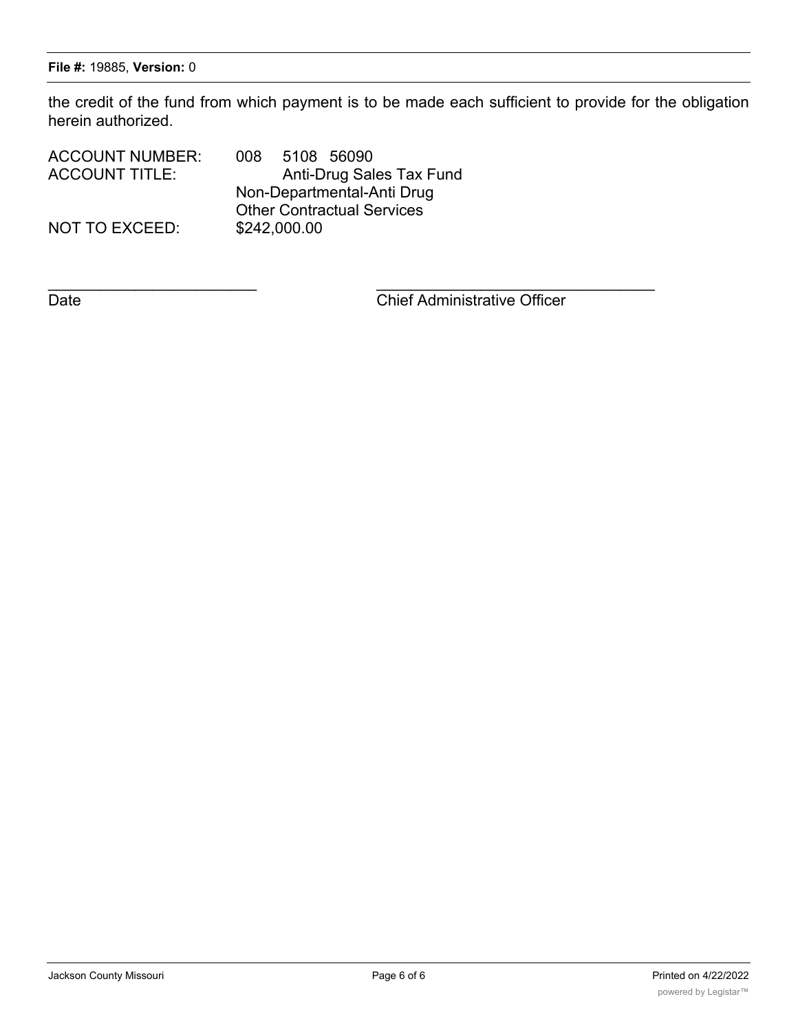the credit of the fund from which payment is to be made each sufficient to provide for the obligation herein authorized.

| | |
|---|---|
| ACCOUNT NUMBER: | 008 5108 56090 |
| ACCOUNT TITLE: | Anti-Drug Sales Tax Fund<br>Non-Departmental-Anti Drug<br>Other Contractual Services |
| NOT TO EXCEED: | $242,000.00 |

\_\_\_\_\_\_\_\_\_\_\_\_\_\_\_\_\_\_\_\_\_\_\_\_\_
Date

\_\_\_\_\_\_\_\_\_\_\_\_\_\_\_\_\_\_\_\_\_\_\_\_\_\_\_\_\_\_\_\_\_\_
Chief Administrative Officer